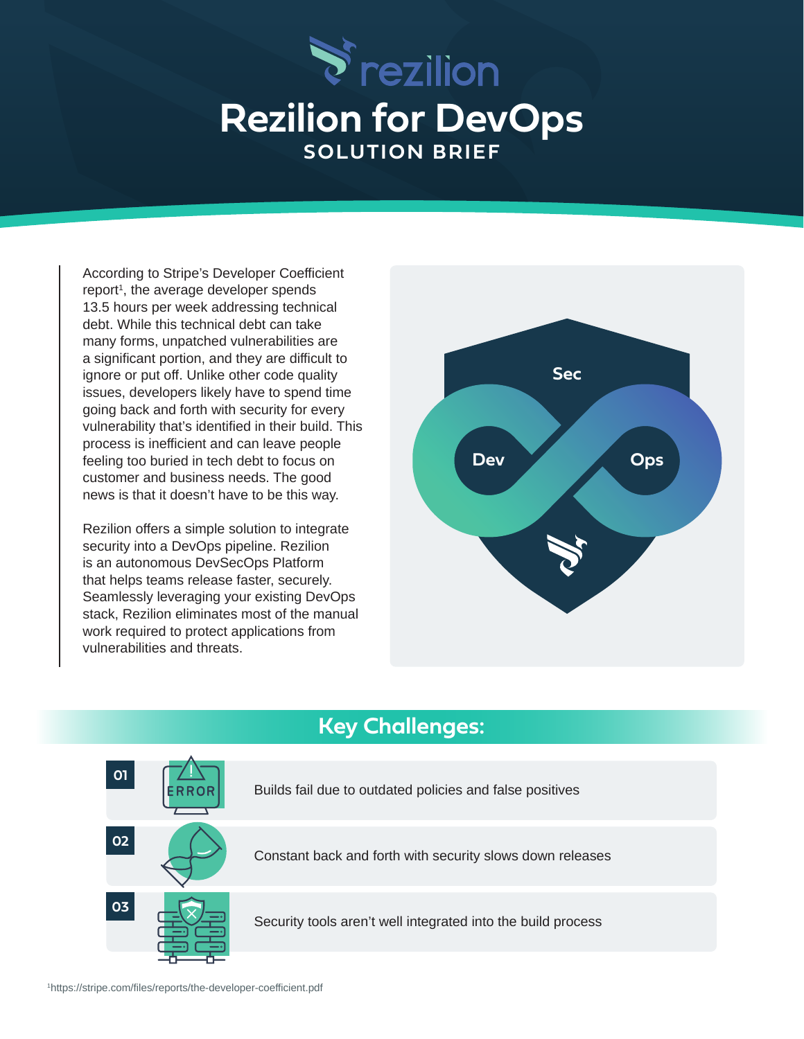# Rezilion for DevOps

## SOLUTION BRIEF

According to Stripe's Developer Coefficient report[1], the average developer spends 13.5 hours per week addressing technical debt. While this technical debt can take many forms, unpatched vulnerabilities are a significant portion, and they are difficult to ignore or put off. Unlike other code quality issues, developers likely have to spend time going back and forth with security for every vulnerability that's identified in their build. This process is inefficient and can leave people feeling too buried in tech debt to focus on customer and business needs. The good news is that it doesn't have to be this way.

Rezilion offers a simple solution to integrate security into a DevOps pipeline. Rezilion is an autonomous DevSecOps Platform that helps teams release faster, securely. Seamlessly leveraging your existing DevOps stack, Rezilion eliminates most of the manual work required to protect applications from vulnerabilities and threats.

## Key Challenges:

**01** Builds fail due to outdated policies and false positives

**02** Constant back and forth with security slows down releases

**03** Security tools aren't well integrated into the build process

[1]https://stripe.com/files/reports/the-developer-coefficient.pdf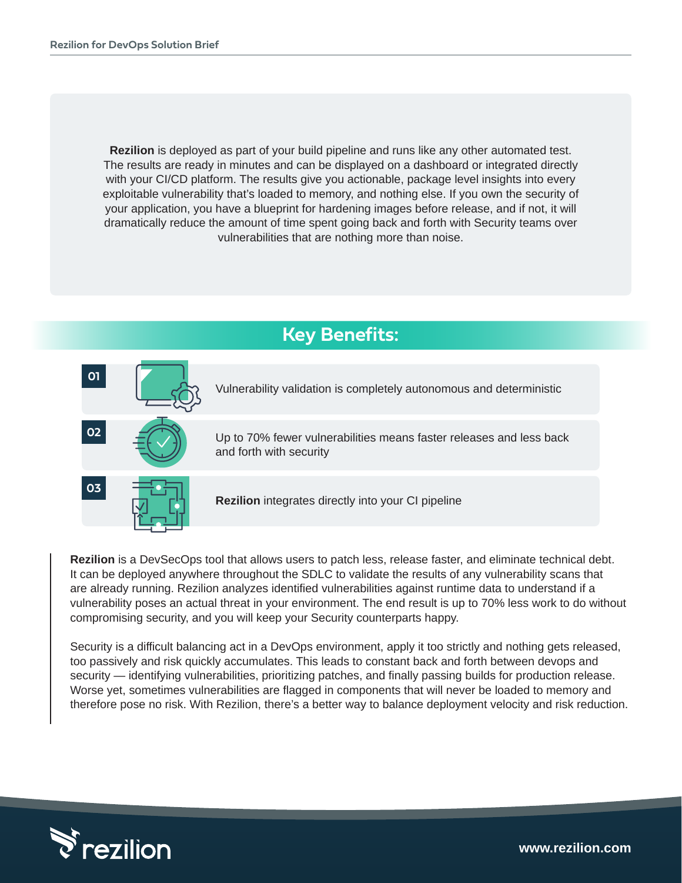**Rezilion** is deployed as part of your build pipeline and runs like any other automated test. The results are ready in minutes and can be displayed on a dashboard or integrated directly with your CI/CD platform. The results give you actionable, package level insights into every exploitable vulnerability that's loaded to memory, and nothing else. If you own the security of your application, you have a blueprint for hardening images before release, and if not, it will dramatically reduce the amount of time spent going back and forth with Security teams over vulnerabilities that are nothing more than noise.

## Key Benefits:

**01** Vulnerability validation is completely autonomous and deterministic

**02** Up to 70% fewer vulnerabilities means faster releases and less back and forth with security

**03** **Rezilion** integrates directly into your CI pipeline

**Rezilion** is a DevSecOps tool that allows users to patch less, release faster, and eliminate technical debt. It can be deployed anywhere throughout the SDLC to validate the results of any vulnerability scans that are already running. Rezilion analyzes identified vulnerabilities against runtime data to understand if a vulnerability poses an actual threat in your environment. The end result is up to 70% less work to do without compromising security, and you will keep your Security counterparts happy.

Security is a difficult balancing act in a DevOps environment, apply it too strictly and nothing gets released, too passively and risk quickly accumulates. This leads to constant back and forth between devops and security — identifying vulnerabilities, prioritizing patches, and finally passing builds for production release. Worse yet, sometimes vulnerabilities are flagged in components that will never be loaded to memory and therefore pose no risk. With Rezilion, there's a better way to balance deployment velocity and risk reduction.

rezilion

www.rezilion.com